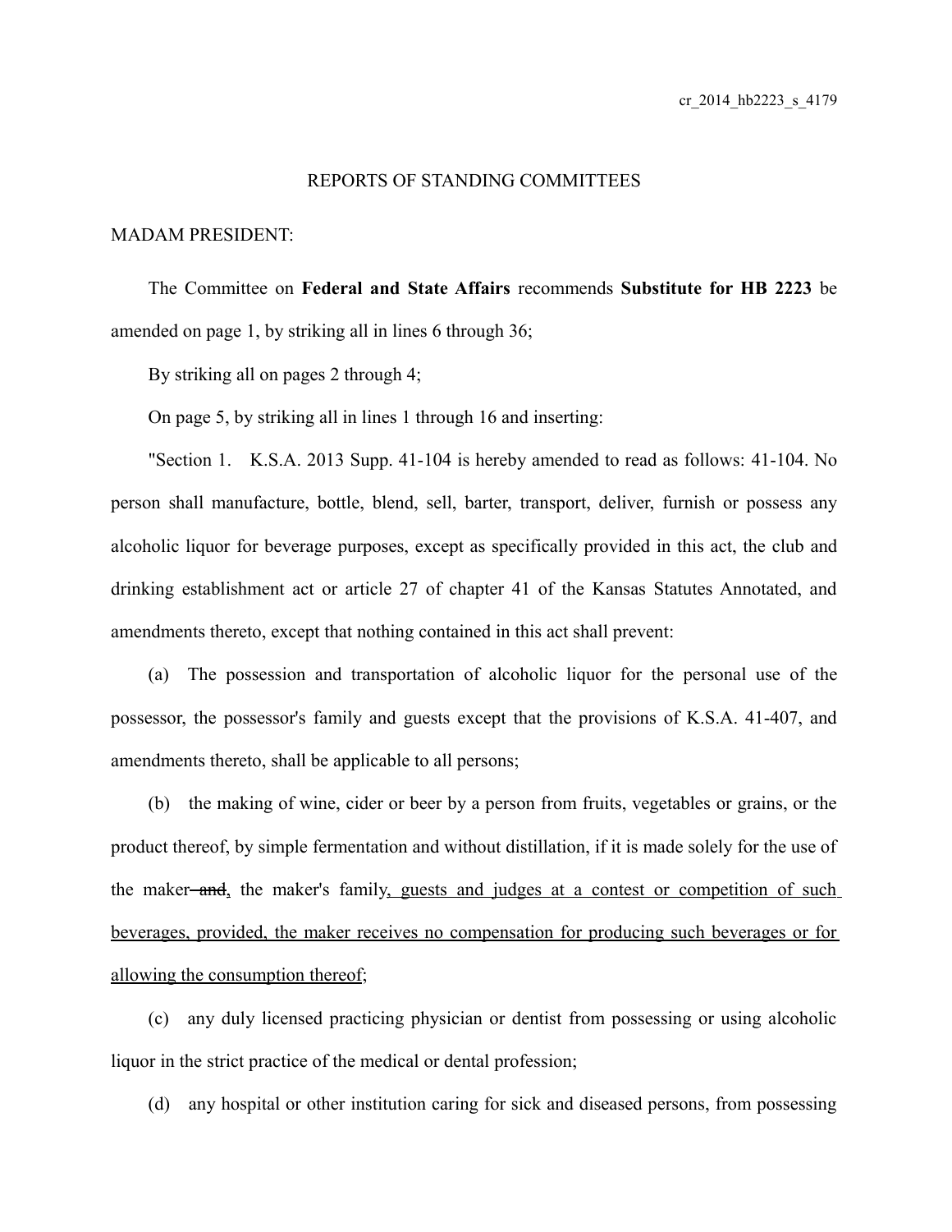cr_2014_hb2223_s_4179

REPORTS OF STANDING COMMITTEES

MADAM PRESIDENT:

The Committee on **Federal and State Affairs** recommends **Substitute for HB 2223** be amended on page 1, by striking all in lines 6 through 36;

By striking all on pages 2 through 4;

On page 5, by striking all in lines 1 through 16 and inserting:

"Section 1. K.S.A. 2013 Supp. 41-104 is hereby amended to read as follows: 41-104. No person shall manufacture, bottle, blend, sell, barter, transport, deliver, furnish or possess any alcoholic liquor for beverage purposes, except as specifically provided in this act, the club and drinking establishment act or article 27 of chapter 41 of the Kansas Statutes Annotated, and amendments thereto, except that nothing contained in this act shall prevent:

(a) The possession and transportation of alcoholic liquor for the personal use of the possessor, the possessor's family and guests except that the provisions of K.S.A. 41-407, and amendments thereto, shall be applicable to all persons;

(b) the making of wine, cider or beer by a person from fruits, vegetables or grains, or the product thereof, by simple fermentation and without distillation, if it is made solely for the use of the maker ~~and~~, the maker's family, guests and judges at a contest or competition of such beverages, provided, the maker receives no compensation for producing such beverages or for allowing the consumption thereof;

(c) any duly licensed practicing physician or dentist from possessing or using alcoholic liquor in the strict practice of the medical or dental profession;

(d) any hospital or other institution caring for sick and diseased persons, from possessing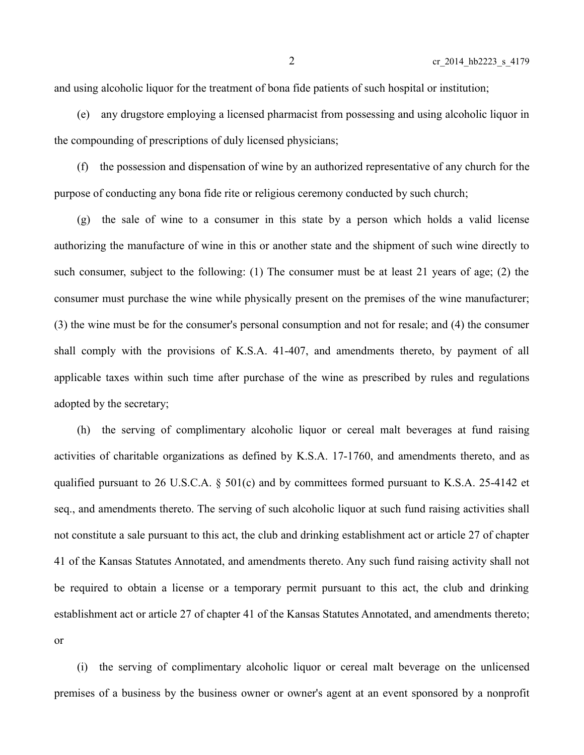and using alcoholic liquor for the treatment of bona fide patients of such hospital or institution;

(e) any drugstore employing a licensed pharmacist from possessing and using alcoholic liquor in the compounding of prescriptions of duly licensed physicians;

(f) the possession and dispensation of wine by an authorized representative of any church for the purpose of conducting any bona fide rite or religious ceremony conducted by such church;

(g) the sale of wine to a consumer in this state by a person which holds a valid license authorizing the manufacture of wine in this or another state and the shipment of such wine directly to such consumer, subject to the following: (1) The consumer must be at least 21 years of age; (2) the consumer must purchase the wine while physically present on the premises of the wine manufacturer; (3) the wine must be for the consumer's personal consumption and not for resale; and (4) the consumer shall comply with the provisions of K.S.A. 41-407, and amendments thereto, by payment of all applicable taxes within such time after purchase of the wine as prescribed by rules and regulations adopted by the secretary;

(h) the serving of complimentary alcoholic liquor or cereal malt beverages at fund raising activities of charitable organizations as defined by K.S.A. 17-1760, and amendments thereto, and as qualified pursuant to 26 U.S.C.A. § 501(c) and by committees formed pursuant to K.S.A. 25-4142 et seq., and amendments thereto. The serving of such alcoholic liquor at such fund raising activities shall not constitute a sale pursuant to this act, the club and drinking establishment act or article 27 of chapter 41 of the Kansas Statutes Annotated, and amendments thereto. Any such fund raising activity shall not be required to obtain a license or a temporary permit pursuant to this act, the club and drinking establishment act or article 27 of chapter 41 of the Kansas Statutes Annotated, and amendments thereto; or

(i) the serving of complimentary alcoholic liquor or cereal malt beverage on the unlicensed premises of a business by the business owner or owner's agent at an event sponsored by a nonprofit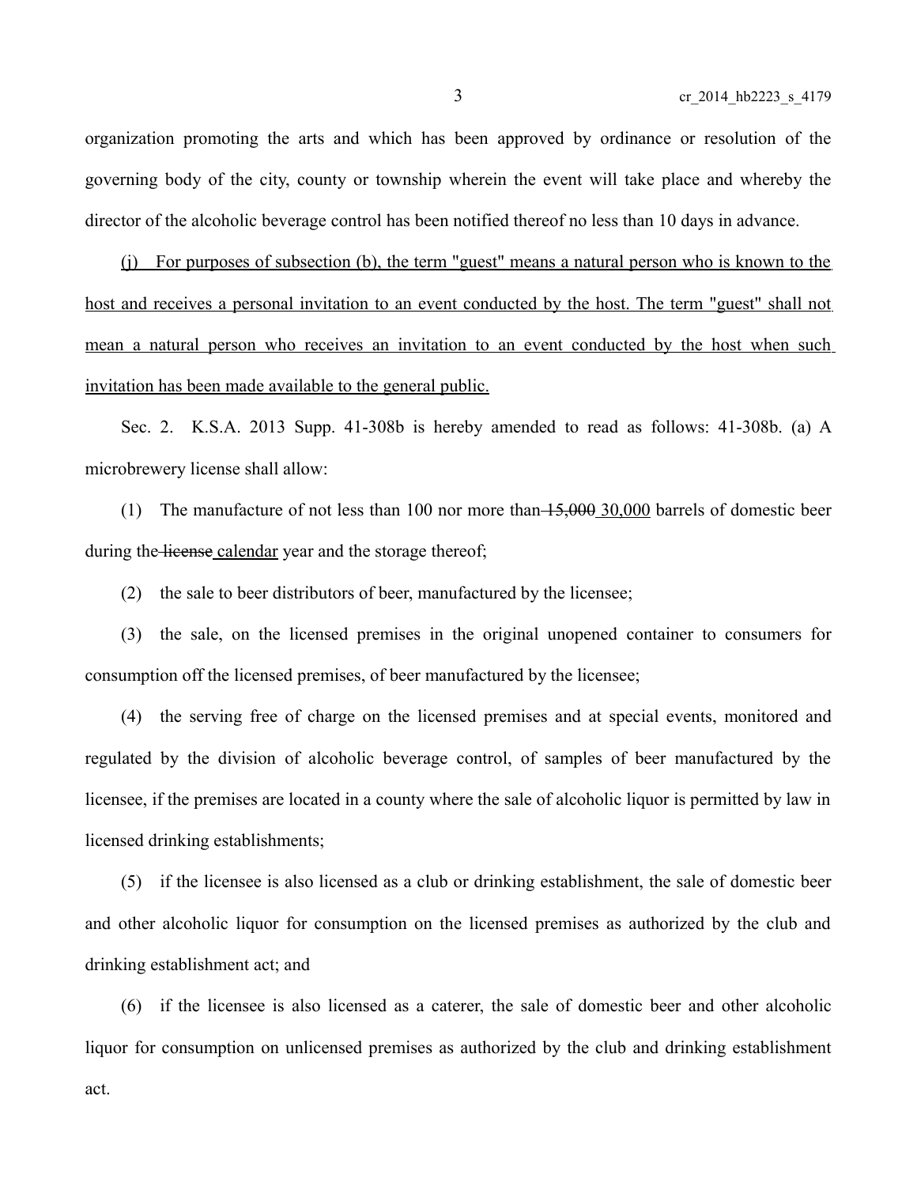organization promoting the arts and which has been approved by ordinance or resolution of the governing body of the city, county or township wherein the event will take place and whereby the director of the alcoholic beverage control has been notified thereof no less than 10 days in advance.

<u>(j) For purposes of subsection (b), the term "guest" means a natural person who is known to the host and receives a personal invitation to an event conducted by the host. The term "guest" shall not mean a natural person who receives an invitation to an event conducted by the host when such invitation has been made available to the general public.</u>

Sec. 2. K.S.A. 2013 Supp. 41-308b is hereby amended to read as follows: 41-308b. (a) A microbrewery license shall allow:

(1) The manufacture of not less than 100 nor more than ~~15,000~~ <u>30,000</u> barrels of domestic beer during the ~~license~~ <u>calendar</u> year and the storage thereof;

(2) the sale to beer distributors of beer, manufactured by the licensee;

(3) the sale, on the licensed premises in the original unopened container to consumers for consumption off the licensed premises, of beer manufactured by the licensee;

(4) the serving free of charge on the licensed premises and at special events, monitored and regulated by the division of alcoholic beverage control, of samples of beer manufactured by the licensee, if the premises are located in a county where the sale of alcoholic liquor is permitted by law in licensed drinking establishments;

(5) if the licensee is also licensed as a club or drinking establishment, the sale of domestic beer and other alcoholic liquor for consumption on the licensed premises as authorized by the club and drinking establishment act; and

(6) if the licensee is also licensed as a caterer, the sale of domestic beer and other alcoholic liquor for consumption on unlicensed premises as authorized by the club and drinking establishment act.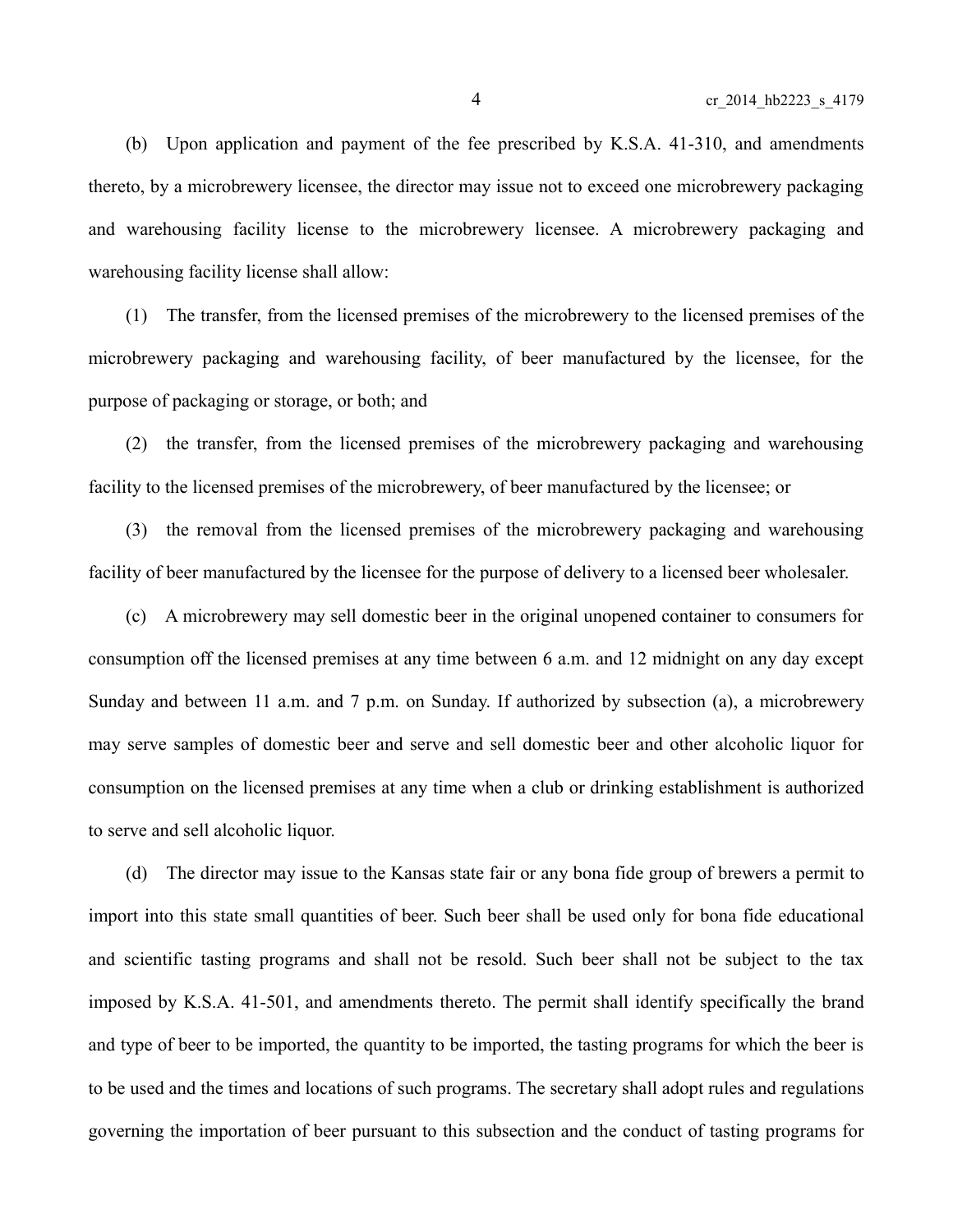(b) Upon application and payment of the fee prescribed by K.S.A. 41-310, and amendments thereto, by a microbrewery licensee, the director may issue not to exceed one microbrewery packaging and warehousing facility license to the microbrewery licensee. A microbrewery packaging and warehousing facility license shall allow:

(1) The transfer, from the licensed premises of the microbrewery to the licensed premises of the microbrewery packaging and warehousing facility, of beer manufactured by the licensee, for the purpose of packaging or storage, or both; and

(2) the transfer, from the licensed premises of the microbrewery packaging and warehousing facility to the licensed premises of the microbrewery, of beer manufactured by the licensee; or

(3) the removal from the licensed premises of the microbrewery packaging and warehousing facility of beer manufactured by the licensee for the purpose of delivery to a licensed beer wholesaler.

(c) A microbrewery may sell domestic beer in the original unopened container to consumers for consumption off the licensed premises at any time between 6 a.m. and 12 midnight on any day except Sunday and between 11 a.m. and 7 p.m. on Sunday. If authorized by subsection (a), a microbrewery may serve samples of domestic beer and serve and sell domestic beer and other alcoholic liquor for consumption on the licensed premises at any time when a club or drinking establishment is authorized to serve and sell alcoholic liquor.

(d) The director may issue to the Kansas state fair or any bona fide group of brewers a permit to import into this state small quantities of beer. Such beer shall be used only for bona fide educational and scientific tasting programs and shall not be resold. Such beer shall not be subject to the tax imposed by K.S.A. 41-501, and amendments thereto. The permit shall identify specifically the brand and type of beer to be imported, the quantity to be imported, the tasting programs for which the beer is to be used and the times and locations of such programs. The secretary shall adopt rules and regulations governing the importation of beer pursuant to this subsection and the conduct of tasting programs for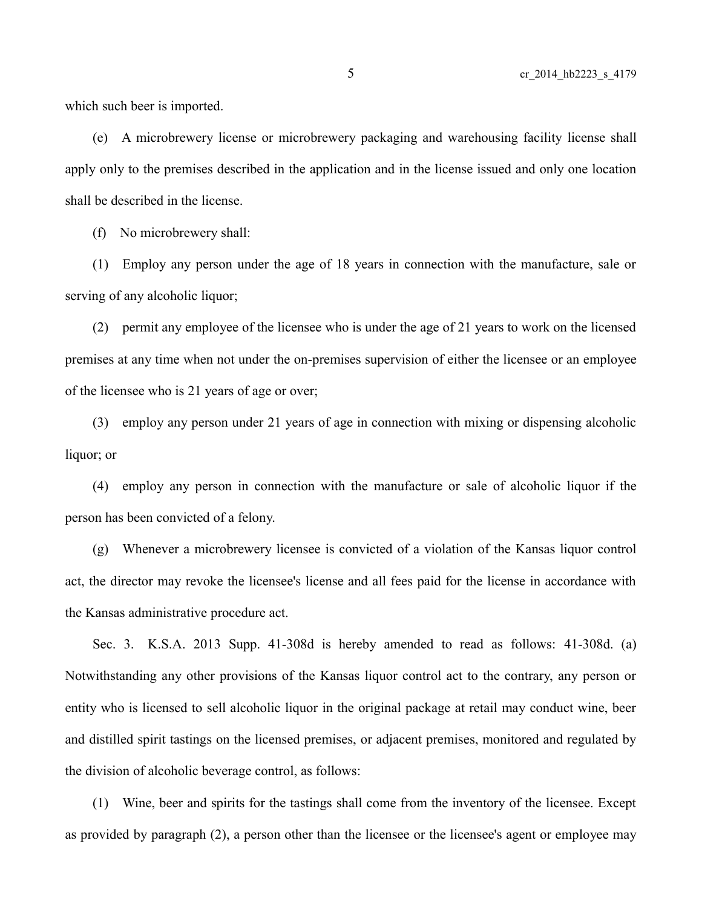which such beer is imported.

(e) A microbrewery license or microbrewery packaging and warehousing facility license shall apply only to the premises described in the application and in the license issued and only one location shall be described in the license.

(f) No microbrewery shall:

(1) Employ any person under the age of 18 years in connection with the manufacture, sale or serving of any alcoholic liquor;

(2) permit any employee of the licensee who is under the age of 21 years to work on the licensed premises at any time when not under the on-premises supervision of either the licensee or an employee of the licensee who is 21 years of age or over;

(3) employ any person under 21 years of age in connection with mixing or dispensing alcoholic liquor; or

(4) employ any person in connection with the manufacture or sale of alcoholic liquor if the person has been convicted of a felony.

(g) Whenever a microbrewery licensee is convicted of a violation of the Kansas liquor control act, the director may revoke the licensee's license and all fees paid for the license in accordance with the Kansas administrative procedure act.

Sec. 3. K.S.A. 2013 Supp. 41-308d is hereby amended to read as follows: 41-308d. (a) Notwithstanding any other provisions of the Kansas liquor control act to the contrary, any person or entity who is licensed to sell alcoholic liquor in the original package at retail may conduct wine, beer and distilled spirit tastings on the licensed premises, or adjacent premises, monitored and regulated by the division of alcoholic beverage control, as follows:

(1) Wine, beer and spirits for the tastings shall come from the inventory of the licensee. Except as provided by paragraph (2), a person other than the licensee or the licensee's agent or employee may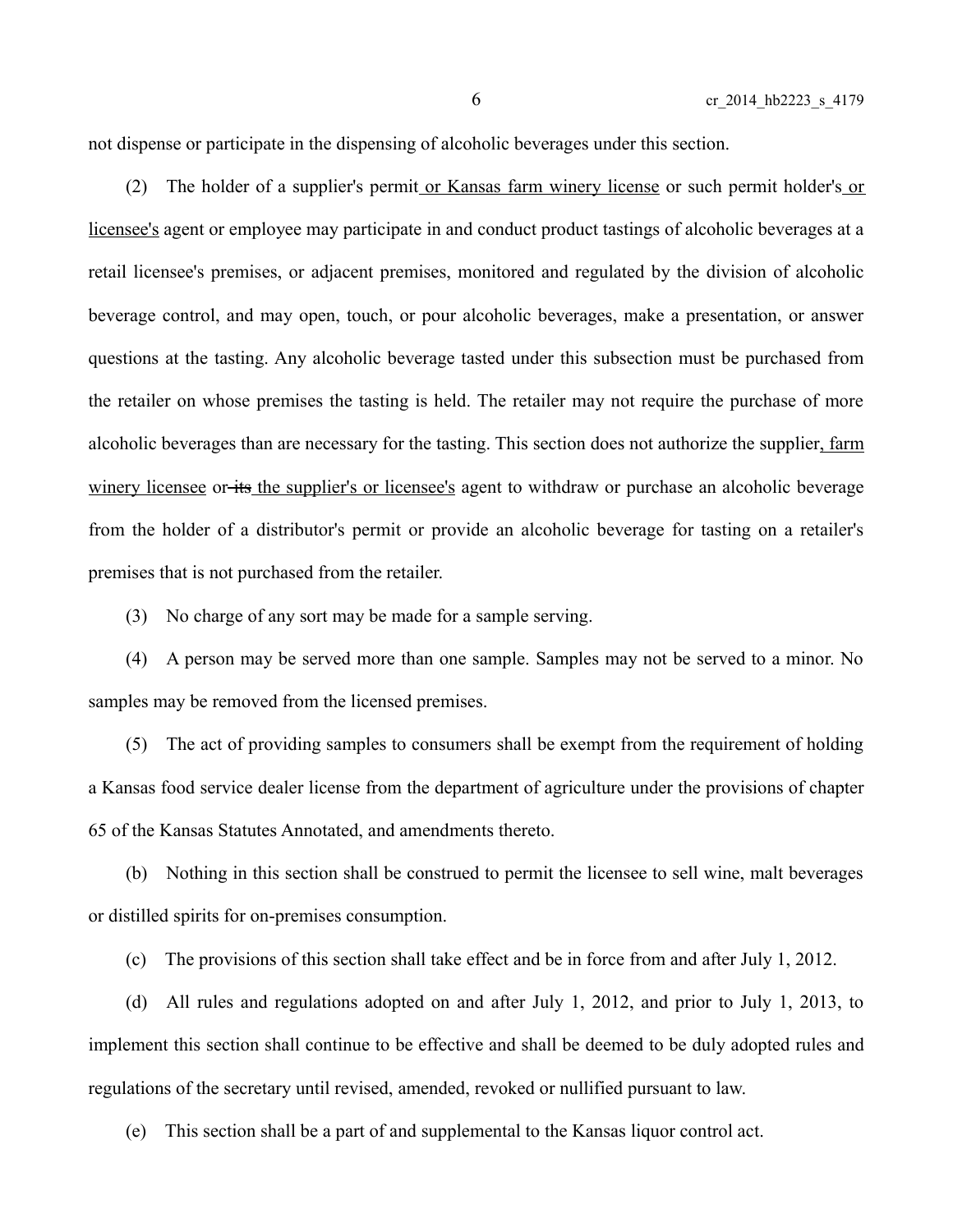not dispense or participate in the dispensing of alcoholic beverages under this section.

(2) The holder of a supplier's permit or Kansas farm winery license or such permit holder's or licensee's agent or employee may participate in and conduct product tastings of alcoholic beverages at a retail licensee's premises, or adjacent premises, monitored and regulated by the division of alcoholic beverage control, and may open, touch, or pour alcoholic beverages, make a presentation, or answer questions at the tasting. Any alcoholic beverage tasted under this subsection must be purchased from the retailer on whose premises the tasting is held. The retailer may not require the purchase of more alcoholic beverages than are necessary for the tasting. This section does not authorize the supplier, farm winery licensee or ~~its~~ the supplier's or licensee's agent to withdraw or purchase an alcoholic beverage from the holder of a distributor's permit or provide an alcoholic beverage for tasting on a retailer's premises that is not purchased from the retailer.

(3) No charge of any sort may be made for a sample serving.

(4) A person may be served more than one sample. Samples may not be served to a minor. No samples may be removed from the licensed premises.

(5) The act of providing samples to consumers shall be exempt from the requirement of holding a Kansas food service dealer license from the department of agriculture under the provisions of chapter 65 of the Kansas Statutes Annotated, and amendments thereto.

(b) Nothing in this section shall be construed to permit the licensee to sell wine, malt beverages or distilled spirits for on-premises consumption.

(c) The provisions of this section shall take effect and be in force from and after July 1, 2012.

(d) All rules and regulations adopted on and after July 1, 2012, and prior to July 1, 2013, to implement this section shall continue to be effective and shall be deemed to be duly adopted rules and regulations of the secretary until revised, amended, revoked or nullified pursuant to law.

(e) This section shall be a part of and supplemental to the Kansas liquor control act.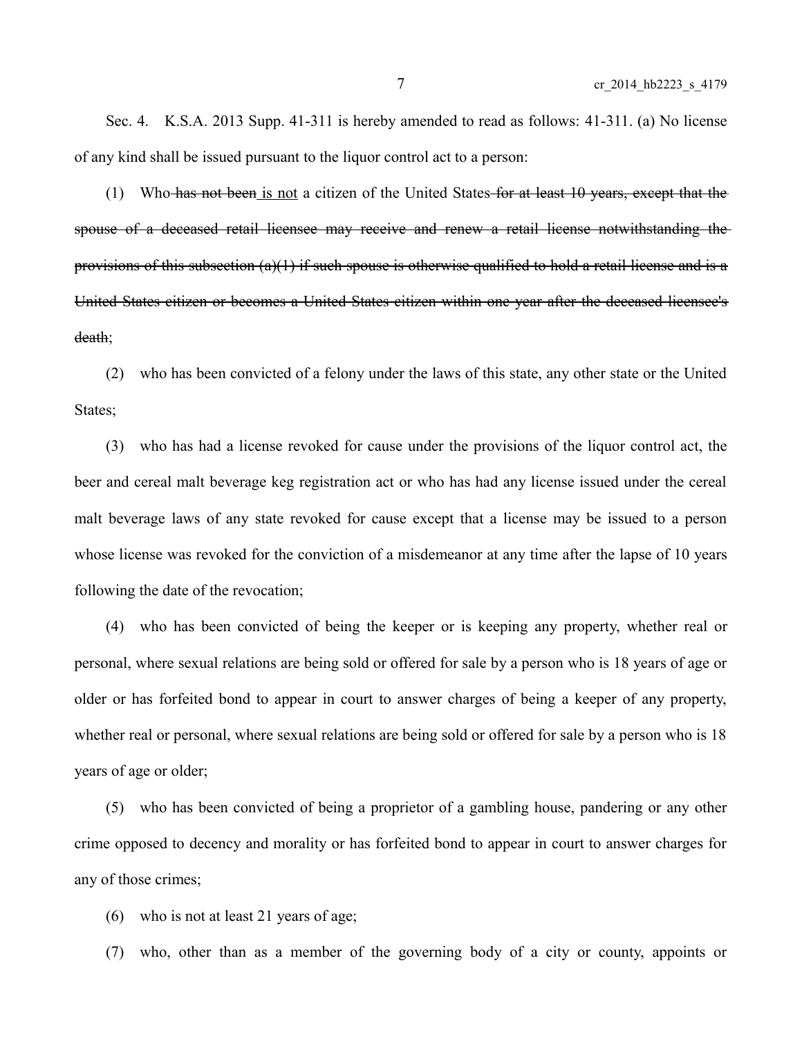Sec. 4. K.S.A. 2013 Supp. 41-311 is hereby amended to read as follows: 41-311. (a) No license of any kind shall be issued pursuant to the liquor control act to a person:

(1) Who ~~has not been~~ <u>is not</u> a citizen of the United States ~~for at least 10 years, except that the spouse of a deceased retail licensee may receive and renew a retail license notwithstanding the provisions of this subsection (a)(1) if such spouse is otherwise qualified to hold a retail license and is a United States citizen or becomes a United States citizen within one year after the deceased licensee's death~~;

(2) who has been convicted of a felony under the laws of this state, any other state or the United States;

(3) who has had a license revoked for cause under the provisions of the liquor control act, the beer and cereal malt beverage keg registration act or who has had any license issued under the cereal malt beverage laws of any state revoked for cause except that a license may be issued to a person whose license was revoked for the conviction of a misdemeanor at any time after the lapse of 10 years following the date of the revocation;

(4) who has been convicted of being the keeper or is keeping any property, whether real or personal, where sexual relations are being sold or offered for sale by a person who is 18 years of age or older or has forfeited bond to appear in court to answer charges of being a keeper of any property, whether real or personal, where sexual relations are being sold or offered for sale by a person who is 18 years of age or older;

(5) who has been convicted of being a proprietor of a gambling house, pandering or any other crime opposed to decency and morality or has forfeited bond to appear in court to answer charges for any of those crimes;

(6) who is not at least 21 years of age;

(7) who, other than as a member of the governing body of a city or county, appoints or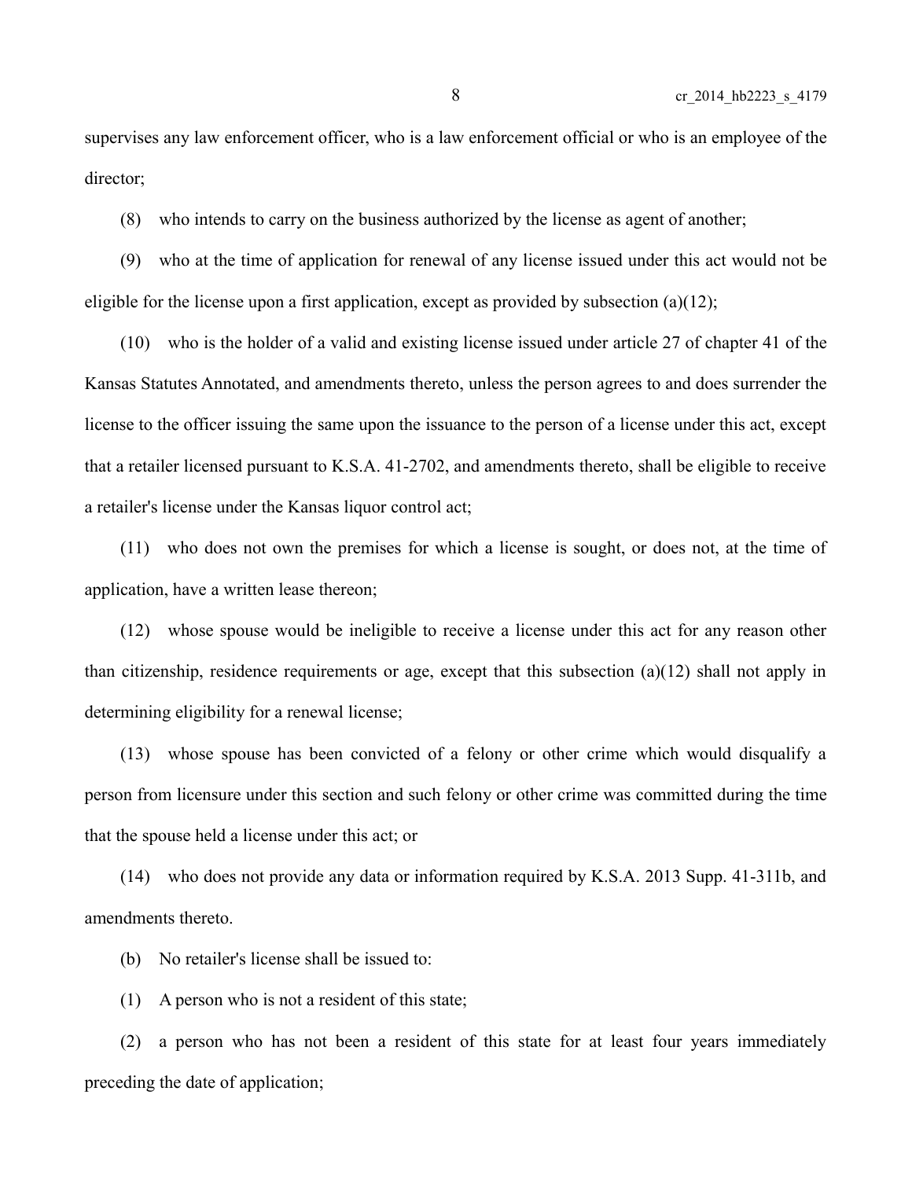supervises any law enforcement officer, who is a law enforcement official or who is an employee of the director;

(8) who intends to carry on the business authorized by the license as agent of another;

(9) who at the time of application for renewal of any license issued under this act would not be eligible for the license upon a first application, except as provided by subsection (a)(12);

(10) who is the holder of a valid and existing license issued under article 27 of chapter 41 of the Kansas Statutes Annotated, and amendments thereto, unless the person agrees to and does surrender the license to the officer issuing the same upon the issuance to the person of a license under this act, except that a retailer licensed pursuant to K.S.A. 41-2702, and amendments thereto, shall be eligible to receive a retailer's license under the Kansas liquor control act;

(11) who does not own the premises for which a license is sought, or does not, at the time of application, have a written lease thereon;

(12) whose spouse would be ineligible to receive a license under this act for any reason other than citizenship, residence requirements or age, except that this subsection (a)(12) shall not apply in determining eligibility for a renewal license;

(13) whose spouse has been convicted of a felony or other crime which would disqualify a person from licensure under this section and such felony or other crime was committed during the time that the spouse held a license under this act; or

(14) who does not provide any data or information required by K.S.A. 2013 Supp. 41-311b, and amendments thereto.

(b) No retailer's license shall be issued to:

(1) A person who is not a resident of this state;

(2) a person who has not been a resident of this state for at least four years immediately preceding the date of application;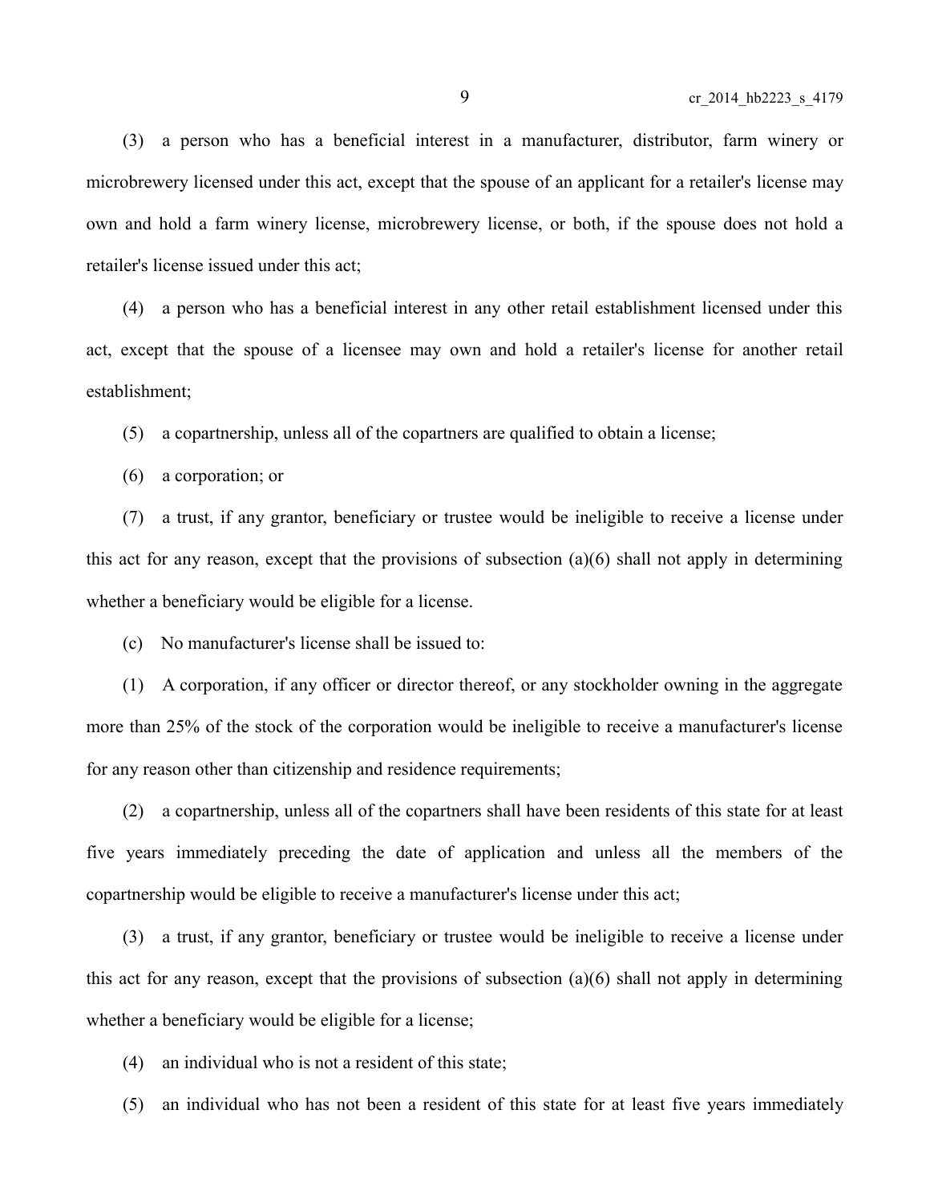(3) a person who has a beneficial interest in a manufacturer, distributor, farm winery or microbrewery licensed under this act, except that the spouse of an applicant for a retailer's license may own and hold a farm winery license, microbrewery license, or both, if the spouse does not hold a retailer's license issued under this act;

(4) a person who has a beneficial interest in any other retail establishment licensed under this act, except that the spouse of a licensee may own and hold a retailer's license for another retail establishment;

(5) a copartnership, unless all of the copartners are qualified to obtain a license;

(6) a corporation; or

(7) a trust, if any grantor, beneficiary or trustee would be ineligible to receive a license under this act for any reason, except that the provisions of subsection (a)(6) shall not apply in determining whether a beneficiary would be eligible for a license.

(c) No manufacturer's license shall be issued to:

(1) A corporation, if any officer or director thereof, or any stockholder owning in the aggregate more than 25% of the stock of the corporation would be ineligible to receive a manufacturer's license for any reason other than citizenship and residence requirements;

(2) a copartnership, unless all of the copartners shall have been residents of this state for at least five years immediately preceding the date of application and unless all the members of the copartnership would be eligible to receive a manufacturer's license under this act;

(3) a trust, if any grantor, beneficiary or trustee would be ineligible to receive a license under this act for any reason, except that the provisions of subsection (a)(6) shall not apply in determining whether a beneficiary would be eligible for a license;

(4) an individual who is not a resident of this state;

(5) an individual who has not been a resident of this state for at least five years immediately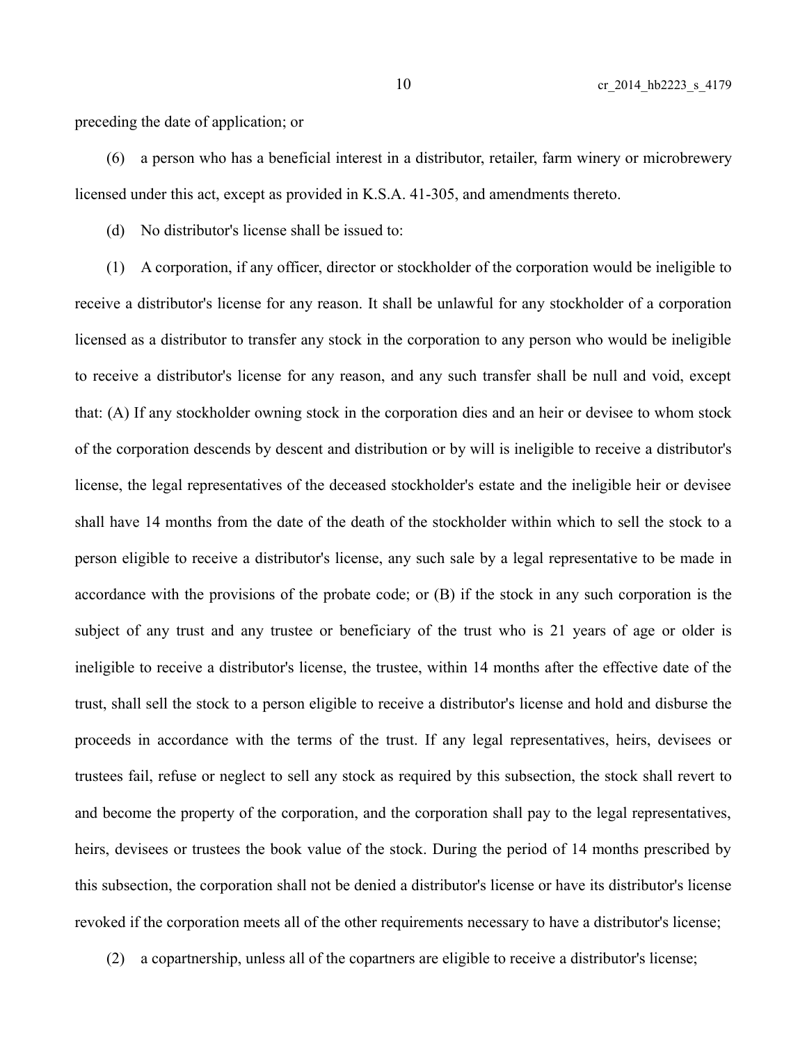preceding the date of application; or

(6) a person who has a beneficial interest in a distributor, retailer, farm winery or microbrewery licensed under this act, except as provided in K.S.A. 41-305, and amendments thereto.

(d) No distributor's license shall be issued to:

(1) A corporation, if any officer, director or stockholder of the corporation would be ineligible to receive a distributor's license for any reason. It shall be unlawful for any stockholder of a corporation licensed as a distributor to transfer any stock in the corporation to any person who would be ineligible to receive a distributor's license for any reason, and any such transfer shall be null and void, except that: (A) If any stockholder owning stock in the corporation dies and an heir or devisee to whom stock of the corporation descends by descent and distribution or by will is ineligible to receive a distributor's license, the legal representatives of the deceased stockholder's estate and the ineligible heir or devisee shall have 14 months from the date of the death of the stockholder within which to sell the stock to a person eligible to receive a distributor's license, any such sale by a legal representative to be made in accordance with the provisions of the probate code; or (B) if the stock in any such corporation is the subject of any trust and any trustee or beneficiary of the trust who is 21 years of age or older is ineligible to receive a distributor's license, the trustee, within 14 months after the effective date of the trust, shall sell the stock to a person eligible to receive a distributor's license and hold and disburse the proceeds in accordance with the terms of the trust. If any legal representatives, heirs, devisees or trustees fail, refuse or neglect to sell any stock as required by this subsection, the stock shall revert to and become the property of the corporation, and the corporation shall pay to the legal representatives, heirs, devisees or trustees the book value of the stock. During the period of 14 months prescribed by this subsection, the corporation shall not be denied a distributor's license or have its distributor's license revoked if the corporation meets all of the other requirements necessary to have a distributor's license;

(2) a copartnership, unless all of the copartners are eligible to receive a distributor's license;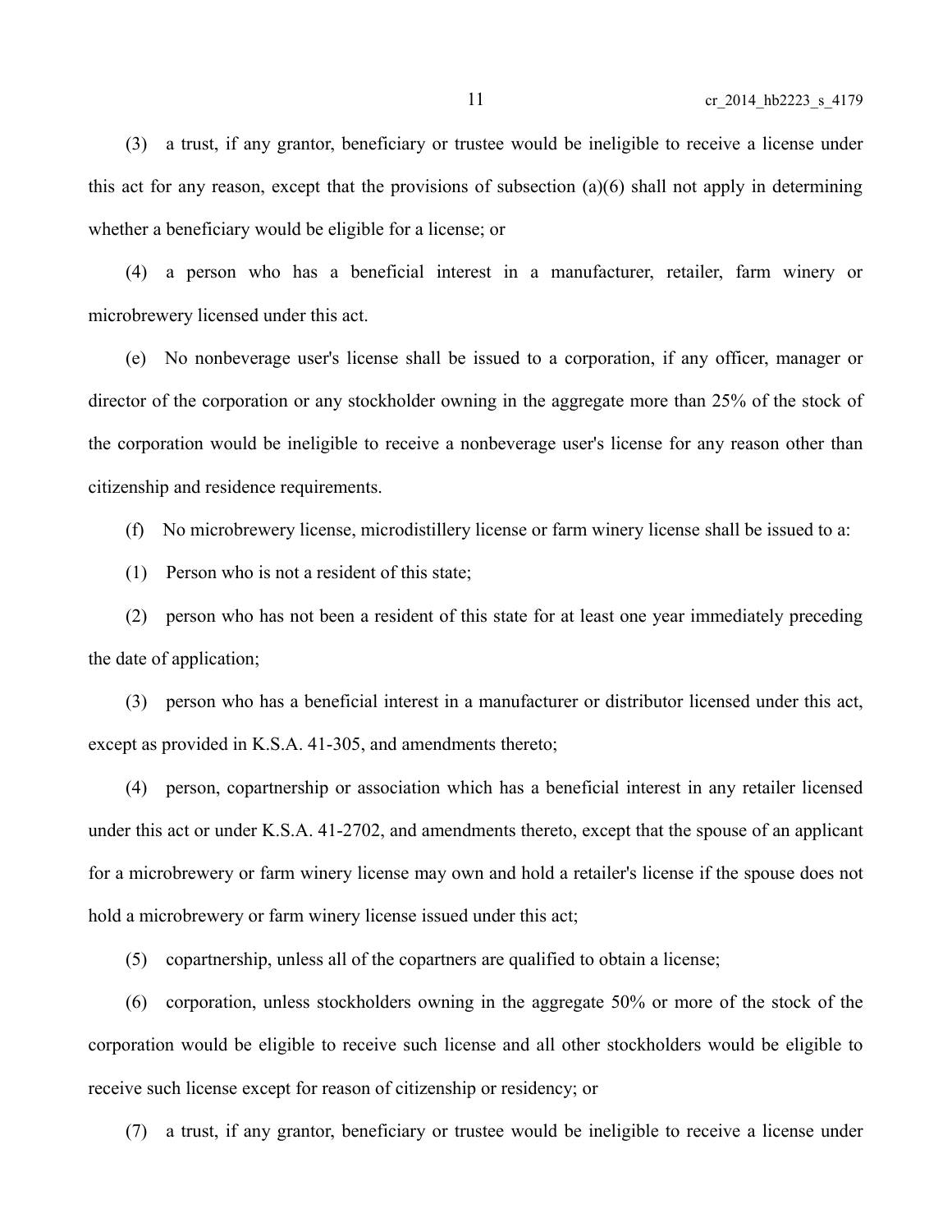(3) a trust, if any grantor, beneficiary or trustee would be ineligible to receive a license under this act for any reason, except that the provisions of subsection (a)(6) shall not apply in determining whether a beneficiary would be eligible for a license; or

(4) a person who has a beneficial interest in a manufacturer, retailer, farm winery or microbrewery licensed under this act.

(e) No nonbeverage user's license shall be issued to a corporation, if any officer, manager or director of the corporation or any stockholder owning in the aggregate more than 25% of the stock of the corporation would be ineligible to receive a nonbeverage user's license for any reason other than citizenship and residence requirements.

(f) No microbrewery license, microdistillery license or farm winery license shall be issued to a:

(1) Person who is not a resident of this state;

(2) person who has not been a resident of this state for at least one year immediately preceding the date of application;

(3) person who has a beneficial interest in a manufacturer or distributor licensed under this act, except as provided in K.S.A. 41-305, and amendments thereto;

(4) person, copartnership or association which has a beneficial interest in any retailer licensed under this act or under K.S.A. 41-2702, and amendments thereto, except that the spouse of an applicant for a microbrewery or farm winery license may own and hold a retailer's license if the spouse does not hold a microbrewery or farm winery license issued under this act;

(5) copartnership, unless all of the copartners are qualified to obtain a license;

(6) corporation, unless stockholders owning in the aggregate 50% or more of the stock of the corporation would be eligible to receive such license and all other stockholders would be eligible to receive such license except for reason of citizenship or residency; or

(7) a trust, if any grantor, beneficiary or trustee would be ineligible to receive a license under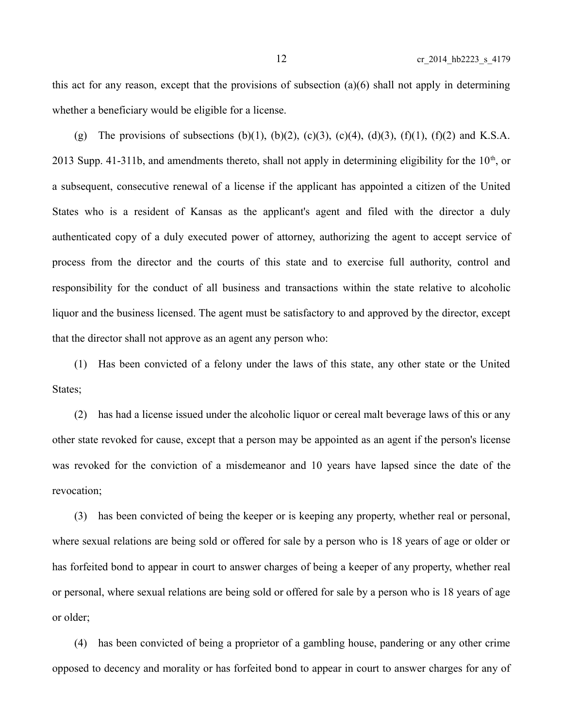this act for any reason, except that the provisions of subsection (a)(6) shall not apply in determining whether a beneficiary would be eligible for a license.

(g) The provisions of subsections (b)(1), (b)(2), (c)(3), (c)(4), (d)(3), (f)(1), (f)(2) and K.S.A. 2013 Supp. 41-311b, and amendments thereto, shall not apply in determining eligibility for the 10th, or a subsequent, consecutive renewal of a license if the applicant has appointed a citizen of the United States who is a resident of Kansas as the applicant's agent and filed with the director a duly authenticated copy of a duly executed power of attorney, authorizing the agent to accept service of process from the director and the courts of this state and to exercise full authority, control and responsibility for the conduct of all business and transactions within the state relative to alcoholic liquor and the business licensed. The agent must be satisfactory to and approved by the director, except that the director shall not approve as an agent any person who:

(1) Has been convicted of a felony under the laws of this state, any other state or the United States;

(2) has had a license issued under the alcoholic liquor or cereal malt beverage laws of this or any other state revoked for cause, except that a person may be appointed as an agent if the person's license was revoked for the conviction of a misdemeanor and 10 years have lapsed since the date of the revocation;

(3) has been convicted of being the keeper or is keeping any property, whether real or personal, where sexual relations are being sold or offered for sale by a person who is 18 years of age or older or has forfeited bond to appear in court to answer charges of being a keeper of any property, whether real or personal, where sexual relations are being sold or offered for sale by a person who is 18 years of age or older;

(4) has been convicted of being a proprietor of a gambling house, pandering or any other crime opposed to decency and morality or has forfeited bond to appear in court to answer charges for any of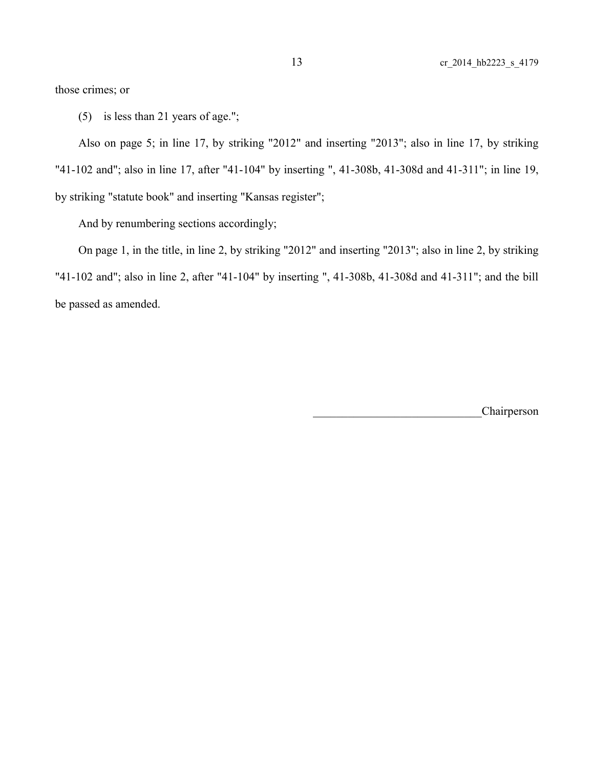those crimes; or

(5) is less than 21 years of age.";

Also on page 5; in line 17, by striking "2012" and inserting "2013"; also in line 17, by striking "41-102 and"; also in line 17, after "41-104" by inserting ", 41-308b, 41-308d and 41-311"; in line 19, by striking "statute book" and inserting "Kansas register";

And by renumbering sections accordingly;

On page 1, in the title, in line 2, by striking "2012" and inserting "2013"; also in line 2, by striking "41-102 and"; also in line 2, after "41-104" by inserting ", 41-308b, 41-308d and 41-311"; and the bill be passed as amended.

_____________________________Chairperson